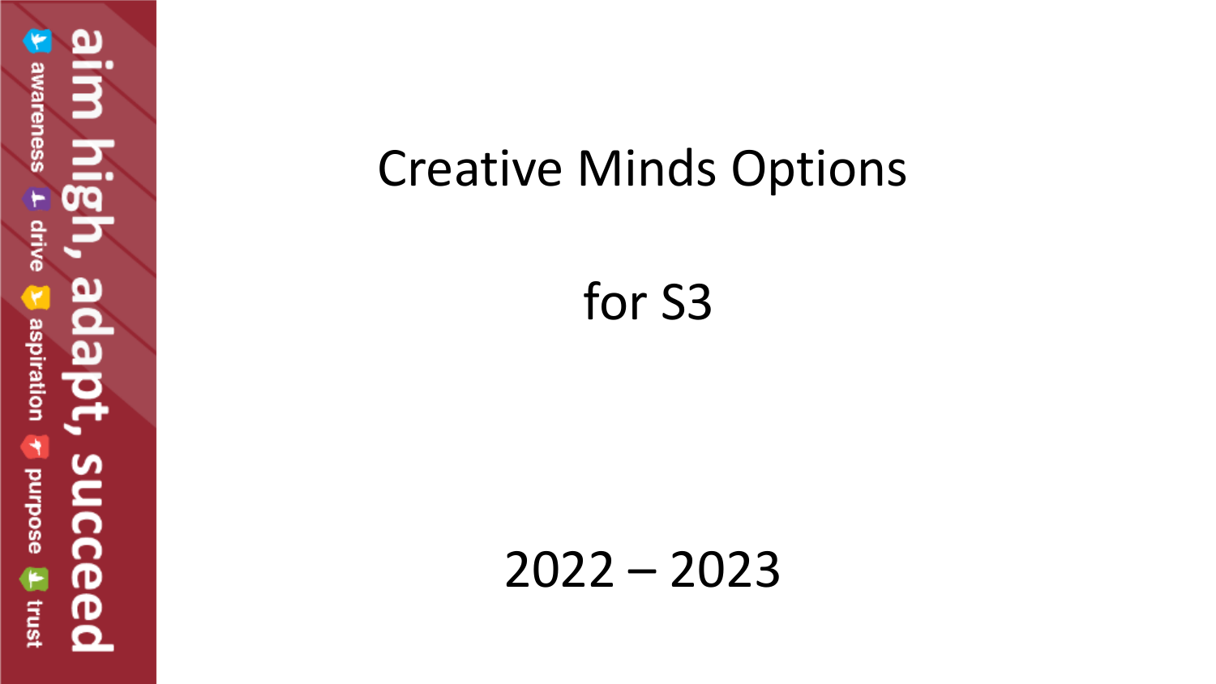aim high, adapt, succeed

awareness drive aspiration purpose trust

# Creative Minds Options

## for S3

## 2022 – 2023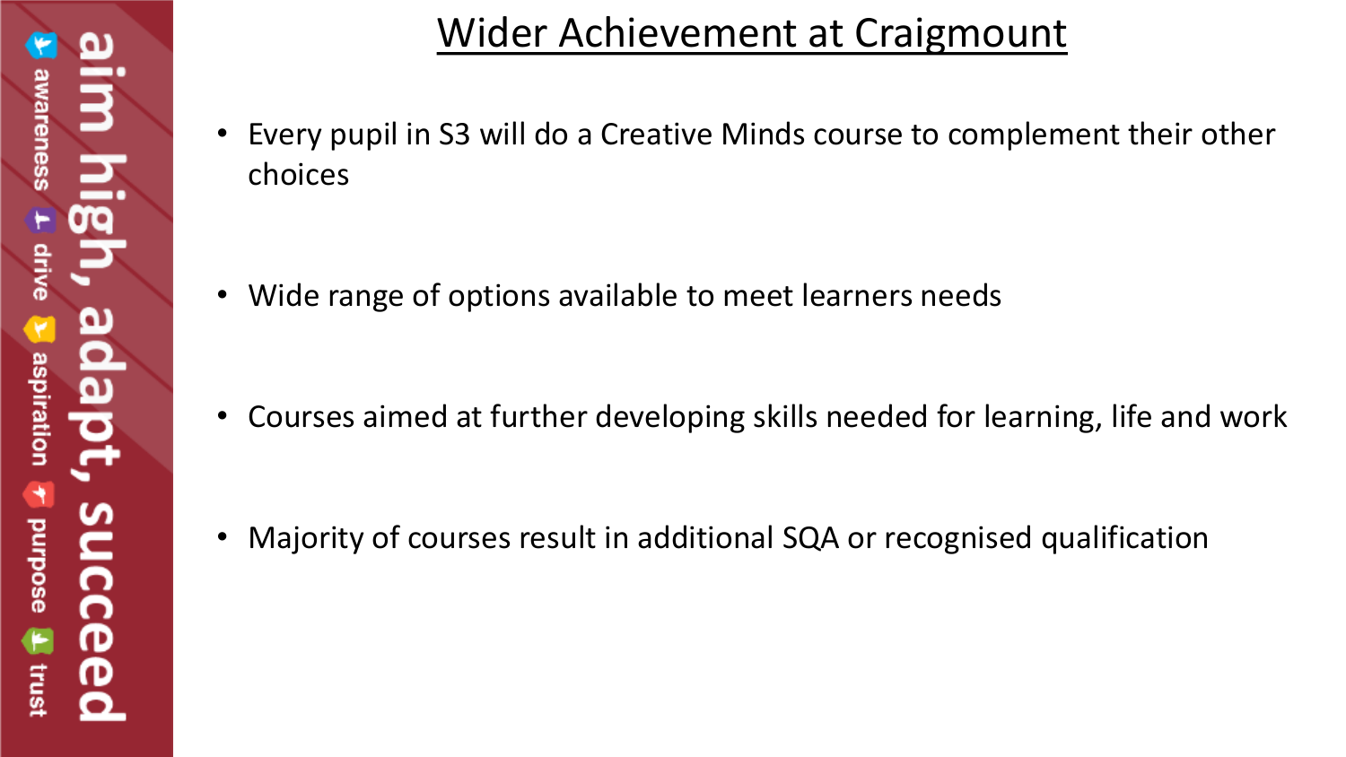# Wider Achievement at Craigmount

- Every pupil in S3 will do a Creative Minds course to complement their other choices
- Wide range of options available to meet learners needs
- Courses aimed at further developing skills needed for learning, life and work
- Majority of courses result in additional SQA or recognised qualification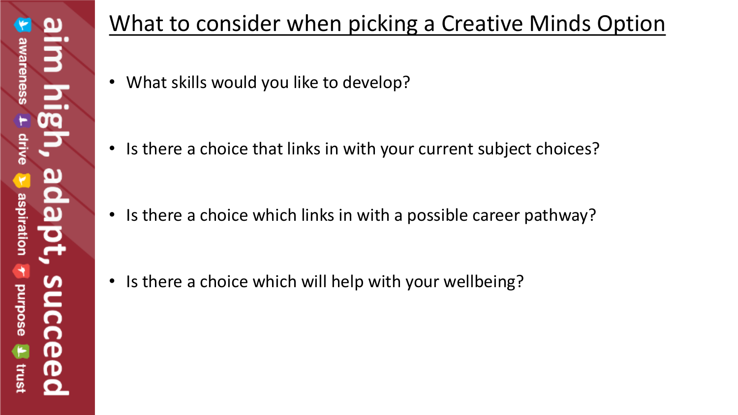# What to consider when picking a Creative Minds Option

- What skills would you like to develop?
- Is there a choice that links in with your current subject choices?
- Is there a choice which links in with a possible career pathway?
- Is there a choice which will help with your wellbeing?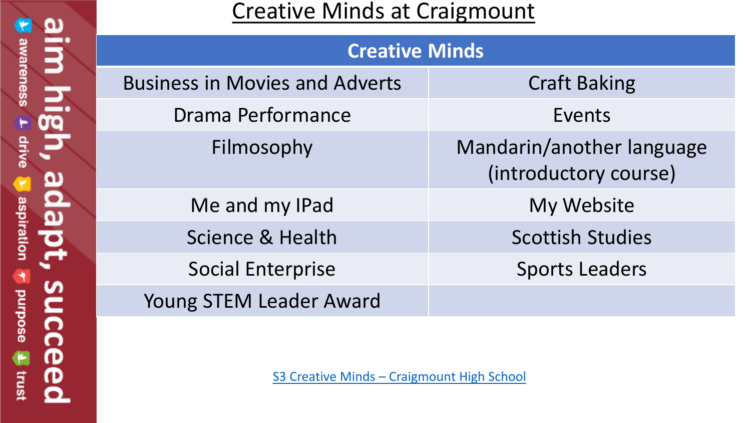# Creative Minds at Craigmount

| Creative Minds | |
|---|---|
| Business in Movies and Adverts | Craft Baking |
| Drama Performance | Events |
| Filmosophy | Mandarin/another language (introductory course) |
| Me and my IPad | My Website |
| Science & Health | Scottish Studies |
| Social Enterprise | Sports Leaders |
| Young STEM Leader Award | |

S3 Creative Minds – Craigmount High School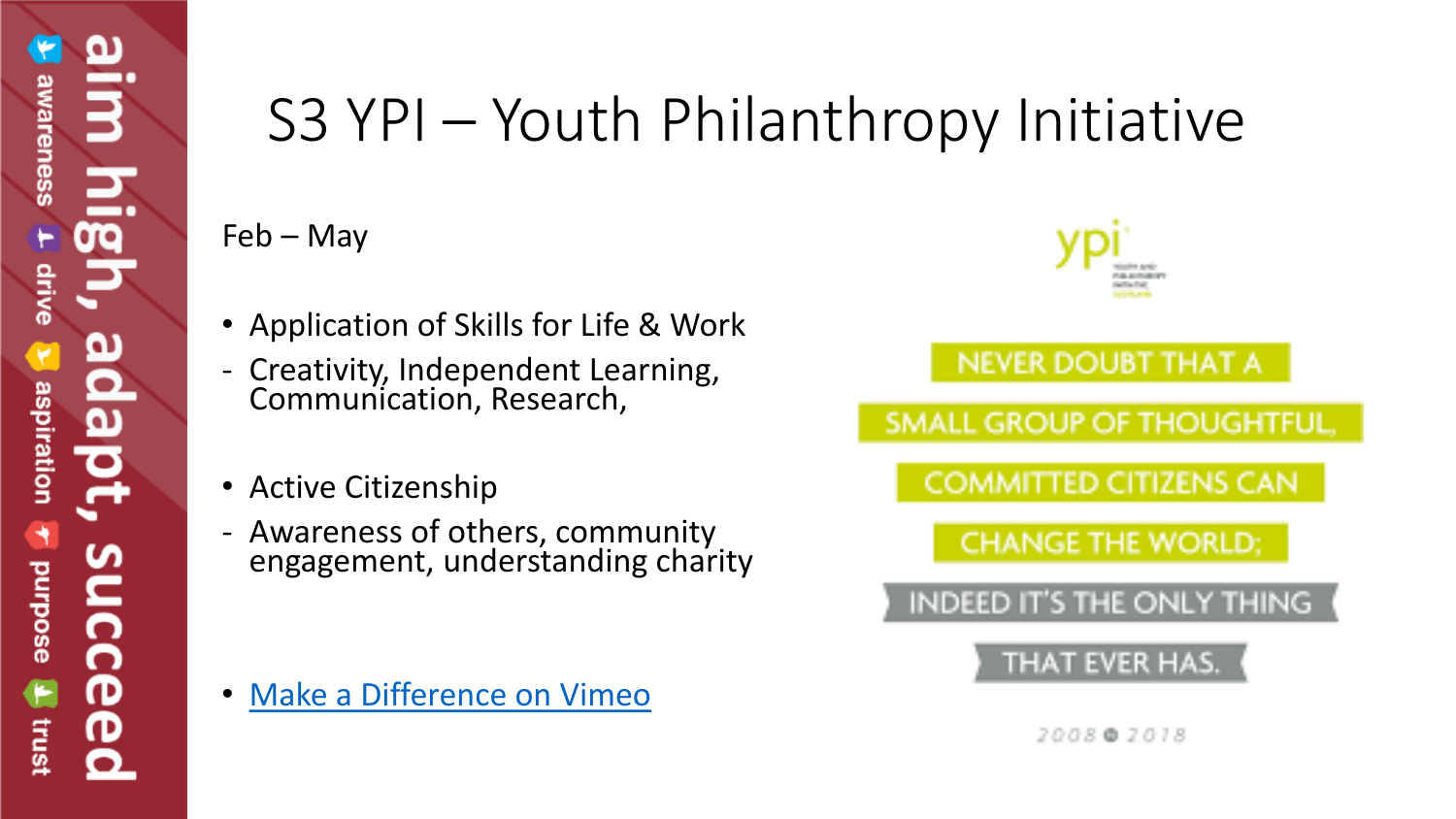# S3 YPI – Youth Philanthropy Initiative

aim high, adapt, succeed

awareness drive aspiration purpose trust

Feb – May

- Application of Skills for Life & Work
- Creativity, Independent Learning, Communication, Research,

- Active Citizenship
- Awareness of others, community engagement, understanding charity

- [Make a Difference on Vimeo]

ypi

NEVER DOUBT THAT A SMALL GROUP OF THOUGHTFUL, COMMITTED CITIZENS CAN CHANGE THE WORLD; INDEED IT'S THE ONLY THING THAT EVER HAS.

2008 2018